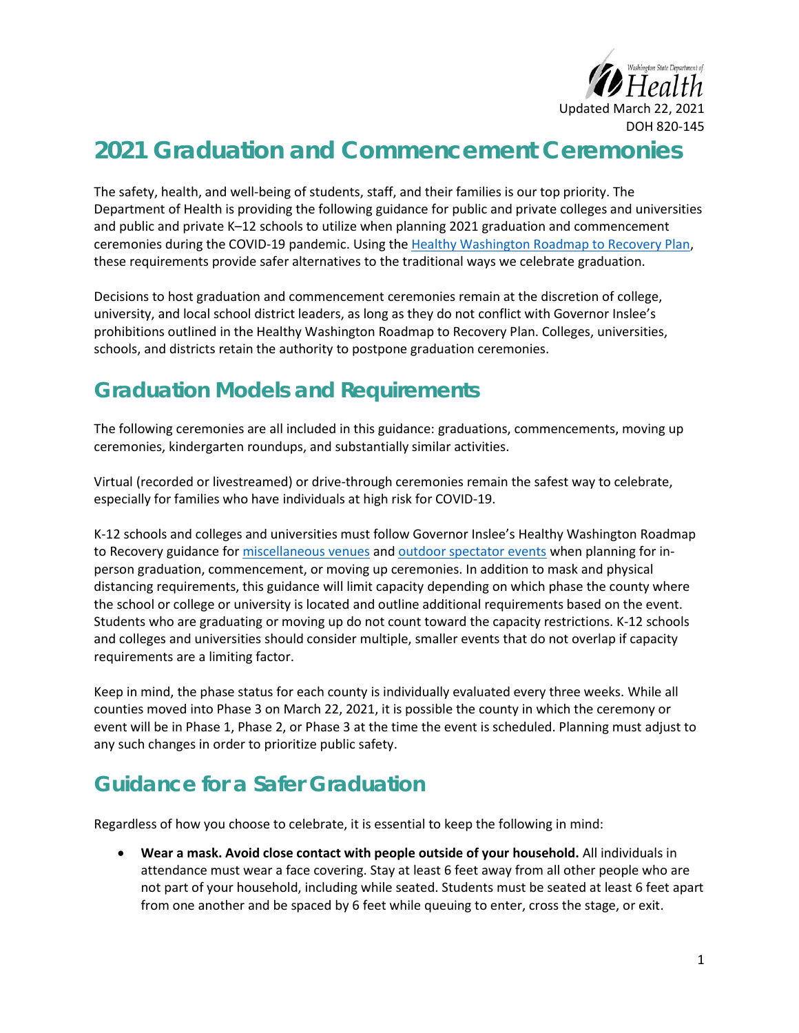Updated March 22, 2021

DOH 820-145

# 2021 Graduation and Commencement Ceremonies

The safety, health, and well-being of students, staff, and their families is our top priority. The Department of Health is providing the following guidance for public and private colleges and universities and public and private K–12 schools to utilize when planning 2021 graduation and commencement ceremonies during the COVID-19 pandemic. Using the [Healthy Washington Roadmap to Recovery Plan](), these requirements provide safer alternatives to the traditional ways we celebrate graduation.

Decisions to host graduation and commencement ceremonies remain at the discretion of college, university, and local school district leaders, as long as they do not conflict with Governor Inslee's prohibitions outlined in the Healthy Washington Roadmap to Recovery Plan. Colleges, universities, schools, and districts retain the authority to postpone graduation ceremonies.

## Graduation Models and Requirements

The following ceremonies are all included in this guidance: graduations, commencements, moving up ceremonies, kindergarten roundups, and substantially similar activities.

Virtual (recorded or livestreamed) or drive-through ceremonies remain the safest way to celebrate, especially for families who have individuals at high risk for COVID-19.

K-12 schools and colleges and universities must follow Governor Inslee's Healthy Washington Roadmap to Recovery guidance for [miscellaneous venues]() and [outdoor spectator events]() when planning for in-person graduation, commencement, or moving up ceremonies. In addition to mask and physical distancing requirements, this guidance will limit capacity depending on which phase the county where the school or college or university is located and outline additional requirements based on the event. Students who are graduating or moving up do not count toward the capacity restrictions. K-12 schools and colleges and universities should consider multiple, smaller events that do not overlap if capacity requirements are a limiting factor.

Keep in mind, the phase status for each county is individually evaluated every three weeks. While all counties moved into Phase 3 on March 22, 2021, it is possible the county in which the ceremony or event will be in Phase 1, Phase 2, or Phase 3 at the time the event is scheduled. Planning must adjust to any such changes in order to prioritize public safety.

## Guidance for a Safer Graduation

Regardless of how you choose to celebrate, it is essential to keep the following in mind:

- **Wear a mask. Avoid close contact with people outside of your household.** All individuals in attendance must wear a face covering. Stay at least 6 feet away from all other people who are not part of your household, including while seated. Students must be seated at least 6 feet apart from one another and be spaced by 6 feet while queuing to enter, cross the stage, or exit.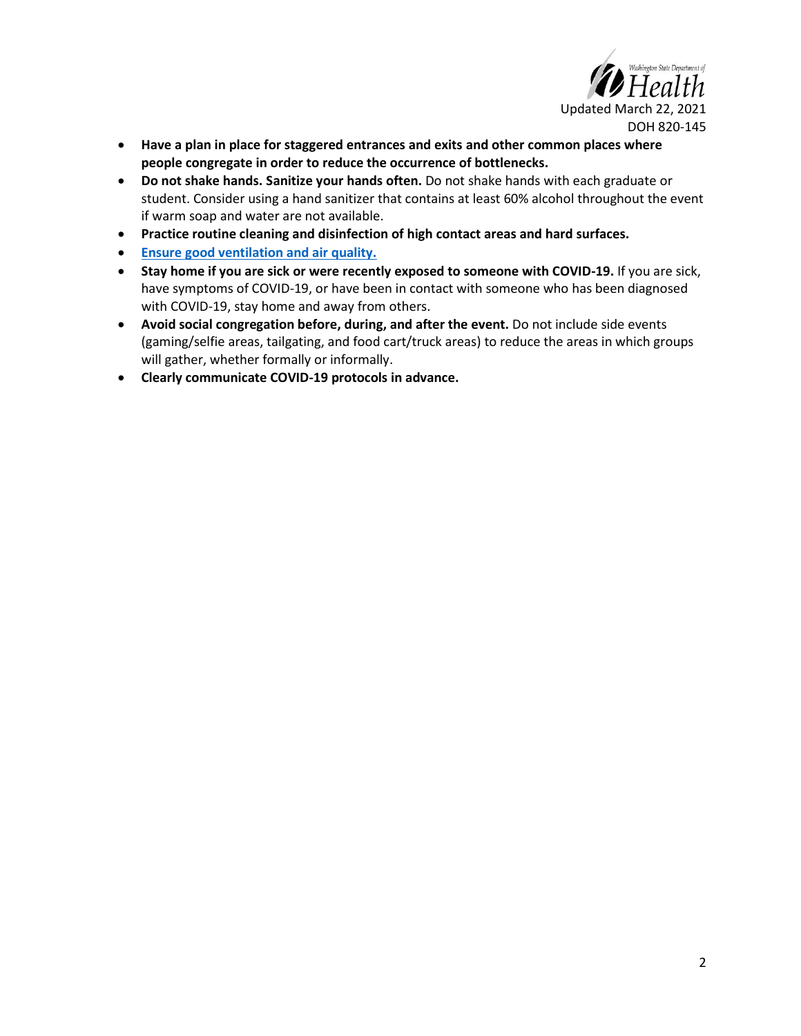- **Have a plan in place for staggered entrances and exits and other common places where people congregate in order to reduce the occurrence of bottlenecks.**
- **Do not shake hands. Sanitize your hands often.** Do not shake hands with each graduate or student. Consider using a hand sanitizer that contains at least 60% alcohol throughout the event if warm soap and water are not available.
- **Practice routine cleaning and disinfection of high contact areas and hard surfaces.**
- **Ensure good ventilation and air quality.**
- **Stay home if you are sick or were recently exposed to someone with COVID-19.** If you are sick, have symptoms of COVID-19, or have been in contact with someone who has been diagnosed with COVID-19, stay home and away from others.
- **Avoid social congregation before, during, and after the event.** Do not include side events (gaming/selfie areas, tailgating, and food cart/truck areas) to reduce the areas in which groups will gather, whether formally or informally.
- **Clearly communicate COVID-19 protocols in advance.**